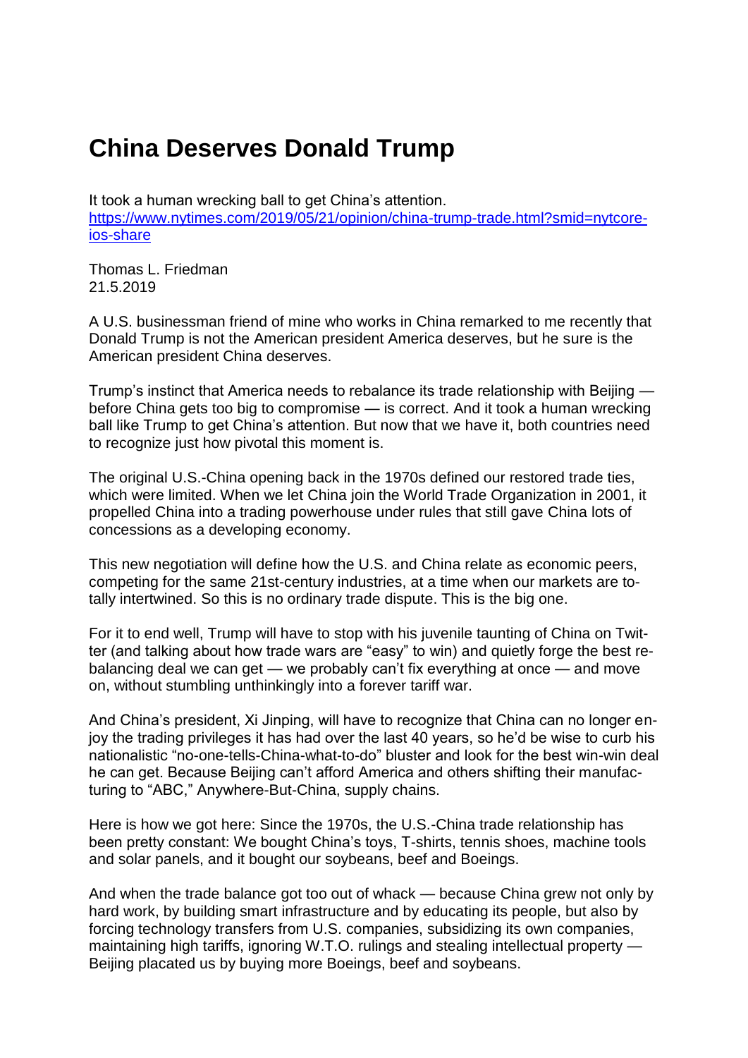# China Deserves Donald Trump

It took a human wrecking ball to get China's attention.
[https://www.nytimes.com/2019/05/21/opinion/china-trump-trade.html?smid=nytcore-ios-share](https://www.nytimes.com/2019/05/21/opinion/china-trump-trade.html?smid=nytcore-ios-share)

Thomas L. Friedman
21.5.2019

A U.S. businessman friend of mine who works in China remarked to me recently that Donald Trump is not the American president America deserves, but he sure is the American president China deserves.

Trump's instinct that America needs to rebalance its trade relationship with Beijing — before China gets too big to compromise — is correct. And it took a human wrecking ball like Trump to get China's attention. But now that we have it, both countries need to recognize just how pivotal this moment is.

The original U.S.-China opening back in the 1970s defined our restored trade ties, which were limited. When we let China join the World Trade Organization in 2001, it propelled China into a trading powerhouse under rules that still gave China lots of concessions as a developing economy.

This new negotiation will define how the U.S. and China relate as economic peers, competing for the same 21st-century industries, at a time when our markets are totally intertwined. So this is no ordinary trade dispute. This is the big one.

For it to end well, Trump will have to stop with his juvenile taunting of China on Twitter (and talking about how trade wars are "easy" to win) and quietly forge the best rebalancing deal we can get — we probably can't fix everything at once — and move on, without stumbling unthinkingly into a forever tariff war.

And China's president, Xi Jinping, will have to recognize that China can no longer enjoy the trading privileges it has had over the last 40 years, so he'd be wise to curb his nationalistic "no-one-tells-China-what-to-do" bluster and look for the best win-win deal he can get. Because Beijing can't afford America and others shifting their manufacturing to "ABC," Anywhere-But-China, supply chains.

Here is how we got here: Since the 1970s, the U.S.-China trade relationship has been pretty constant: We bought China's toys, T-shirts, tennis shoes, machine tools and solar panels, and it bought our soybeans, beef and Boeings.

And when the trade balance got too out of whack — because China grew not only by hard work, by building smart infrastructure and by educating its people, but also by forcing technology transfers from U.S. companies, subsidizing its own companies, maintaining high tariffs, ignoring W.T.O. rulings and stealing intellectual property — Beijing placated us by buying more Boeings, beef and soybeans.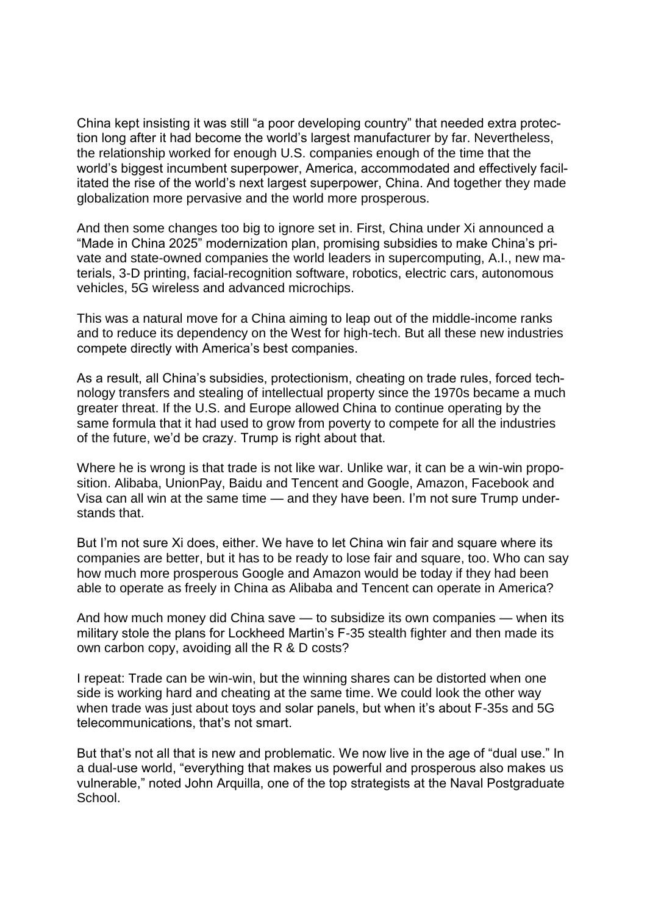China kept insisting it was still "a poor developing country" that needed extra protection long after it had become the world's largest manufacturer by far. Nevertheless, the relationship worked for enough U.S. companies enough of the time that the world's biggest incumbent superpower, America, accommodated and effectively facilitated the rise of the world's next largest superpower, China. And together they made globalization more pervasive and the world more prosperous.

And then some changes too big to ignore set in. First, China under Xi announced a "Made in China 2025" modernization plan, promising subsidies to make China's private and state-owned companies the world leaders in supercomputing, A.I., new materials, 3-D printing, facial-recognition software, robotics, electric cars, autonomous vehicles, 5G wireless and advanced microchips.

This was a natural move for a China aiming to leap out of the middle-income ranks and to reduce its dependency on the West for high-tech. But all these new industries compete directly with America's best companies.

As a result, all China's subsidies, protectionism, cheating on trade rules, forced technology transfers and stealing of intellectual property since the 1970s became a much greater threat. If the U.S. and Europe allowed China to continue operating by the same formula that it had used to grow from poverty to compete for all the industries of the future, we'd be crazy. Trump is right about that.

Where he is wrong is that trade is not like war. Unlike war, it can be a win-win proposition. Alibaba, UnionPay, Baidu and Tencent and Google, Amazon, Facebook and Visa can all win at the same time — and they have been. I'm not sure Trump understands that.

But I'm not sure Xi does, either. We have to let China win fair and square where its companies are better, but it has to be ready to lose fair and square, too. Who can say how much more prosperous Google and Amazon would be today if they had been able to operate as freely in China as Alibaba and Tencent can operate in America?

And how much money did China save — to subsidize its own companies — when its military stole the plans for Lockheed Martin's F-35 stealth fighter and then made its own carbon copy, avoiding all the R & D costs?

I repeat: Trade can be win-win, but the winning shares can be distorted when one side is working hard and cheating at the same time. We could look the other way when trade was just about toys and solar panels, but when it's about F-35s and 5G telecommunications, that's not smart.

But that's not all that is new and problematic. We now live in the age of "dual use." In a dual-use world, "everything that makes us powerful and prosperous also makes us vulnerable," noted John Arquilla, one of the top strategists at the Naval Postgraduate School.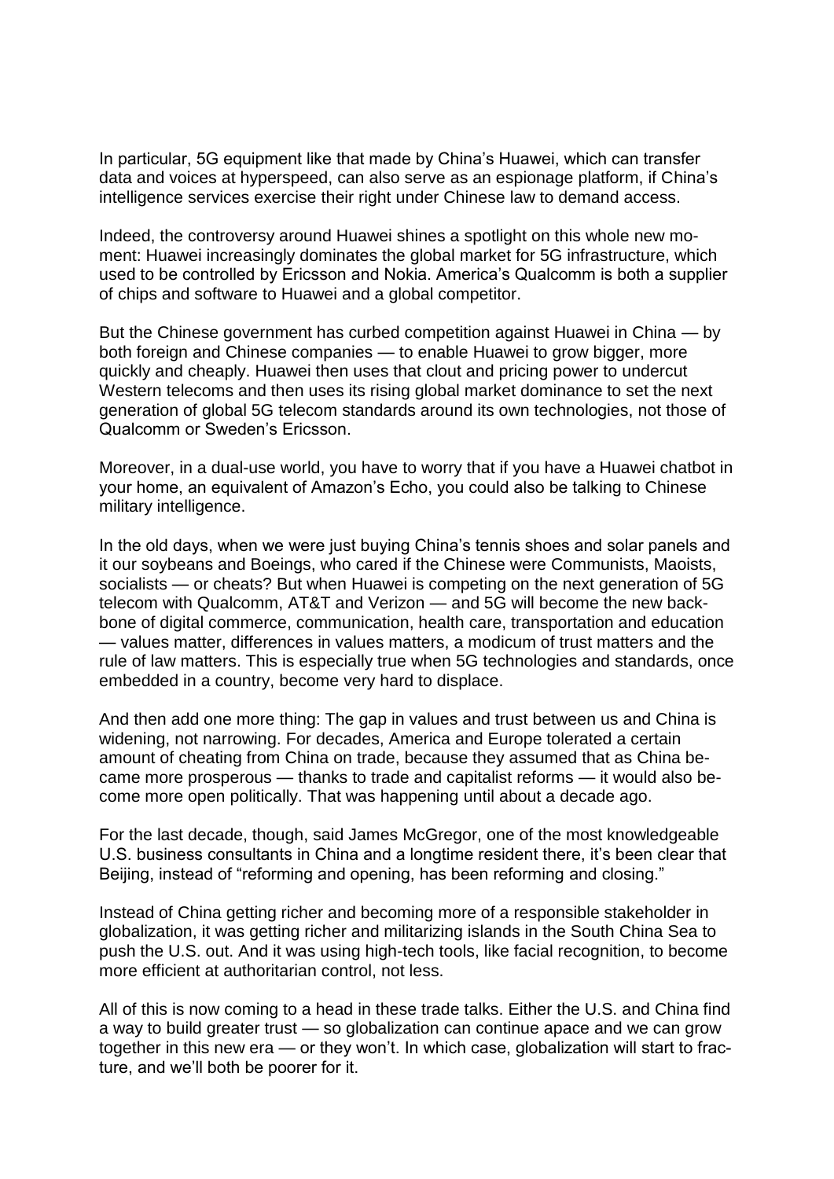In particular, 5G equipment like that made by China's Huawei, which can transfer data and voices at hyperspeed, can also serve as an espionage platform, if China's intelligence services exercise their right under Chinese law to demand access.

Indeed, the controversy around Huawei shines a spotlight on this whole new moment: Huawei increasingly dominates the global market for 5G infrastructure, which used to be controlled by Ericsson and Nokia. America's Qualcomm is both a supplier of chips and software to Huawei and a global competitor.

But the Chinese government has curbed competition against Huawei in China — by both foreign and Chinese companies — to enable Huawei to grow bigger, more quickly and cheaply. Huawei then uses that clout and pricing power to undercut Western telecoms and then uses its rising global market dominance to set the next generation of global 5G telecom standards around its own technologies, not those of Qualcomm or Sweden's Ericsson.

Moreover, in a dual-use world, you have to worry that if you have a Huawei chatbot in your home, an equivalent of Amazon's Echo, you could also be talking to Chinese military intelligence.

In the old days, when we were just buying China's tennis shoes and solar panels and it our soybeans and Boeings, who cared if the Chinese were Communists, Maoists, socialists — or cheats? But when Huawei is competing on the next generation of 5G telecom with Qualcomm, AT&T and Verizon — and 5G will become the new backbone of digital commerce, communication, health care, transportation and education — values matter, differences in values matters, a modicum of trust matters and the rule of law matters. This is especially true when 5G technologies and standards, once embedded in a country, become very hard to displace.

And then add one more thing: The gap in values and trust between us and China is widening, not narrowing. For decades, America and Europe tolerated a certain amount of cheating from China on trade, because they assumed that as China became more prosperous — thanks to trade and capitalist reforms — it would also become more open politically. That was happening until about a decade ago.

For the last decade, though, said James McGregor, one of the most knowledgeable U.S. business consultants in China and a longtime resident there, it's been clear that Beijing, instead of "reforming and opening, has been reforming and closing."

Instead of China getting richer and becoming more of a responsible stakeholder in globalization, it was getting richer and militarizing islands in the South China Sea to push the U.S. out. And it was using high-tech tools, like facial recognition, to become more efficient at authoritarian control, not less.

All of this is now coming to a head in these trade talks. Either the U.S. and China find a way to build greater trust — so globalization can continue apace and we can grow together in this new era — or they won't. In which case, globalization will start to fracture, and we'll both be poorer for it.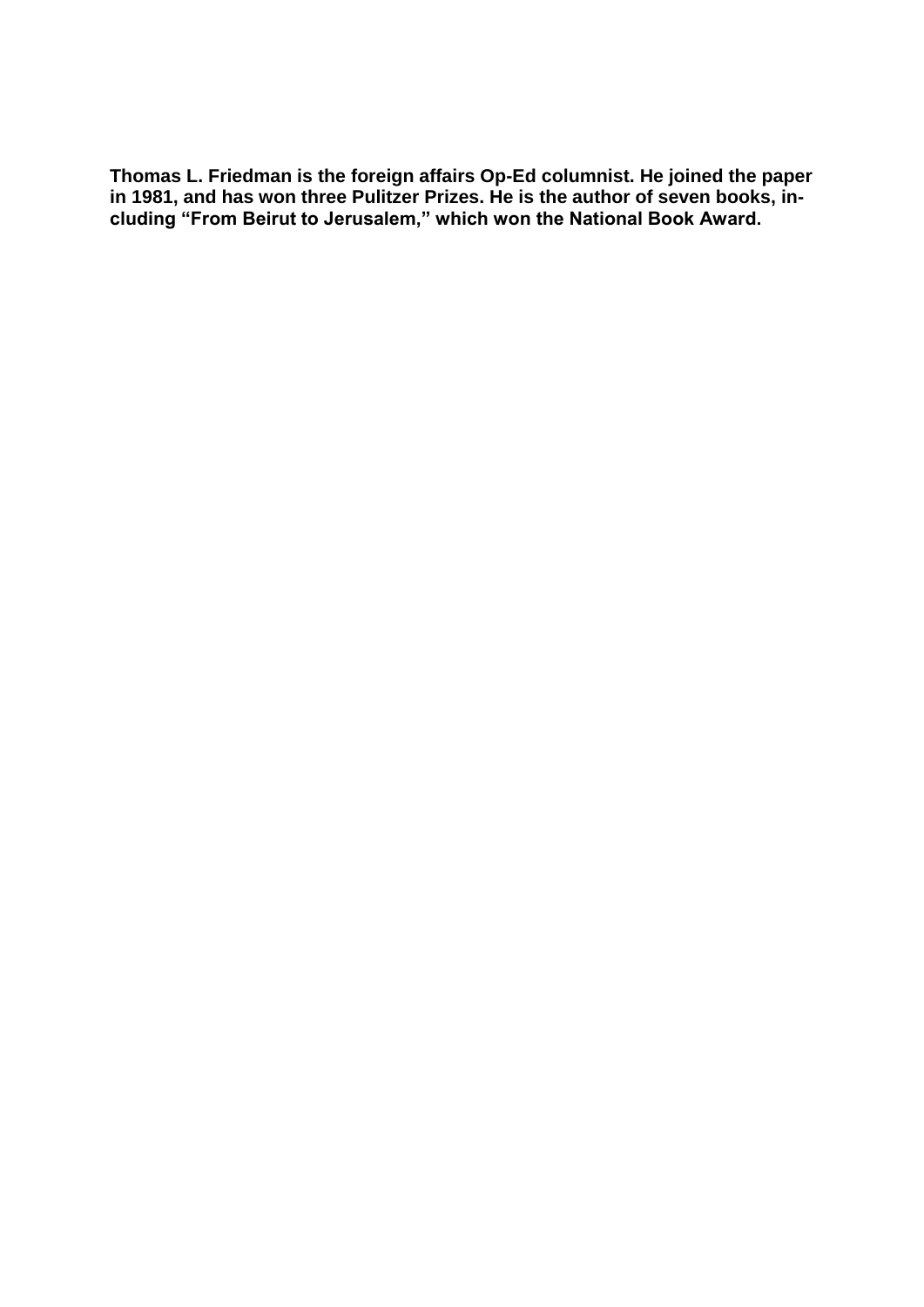**Thomas L. Friedman is the foreign affairs Op-Ed columnist. He joined the paper in 1981, and has won three Pulitzer Prizes. He is the author of seven books, including "From Beirut to Jerusalem," which won the National Book Award.**